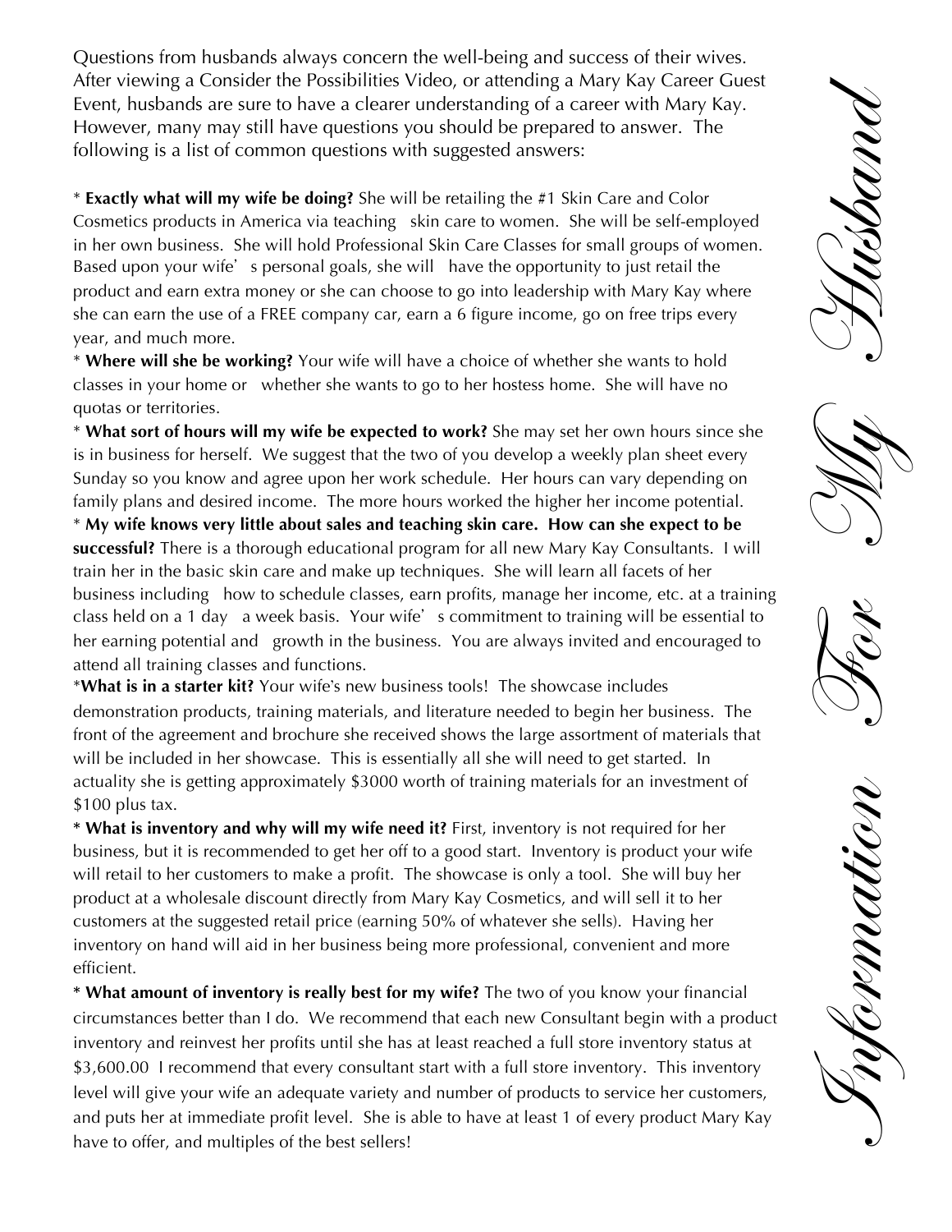# Information For My Husband

Questions from husbands always concern the well-being and success of their wives. After viewing a Consider the Possibilities Video, or attending a Mary Kay Career Guest Event, husbands are sure to have a clearer understanding of a career with Mary Kay. However, many may still have questions you should be prepared to answer. The following is a list of common questions with suggested answers:

* **Exactly what will my wife be doing?** She will be retailing the #1 Skin Care and Color Cosmetics products in America via teaching skin care to women. She will be self-employed in her own business. She will hold Professional Skin Care Classes for small groups of women. Based upon your wife's personal goals, she will have the opportunity to just retail the product and earn extra money or she can choose to go into leadership with Mary Kay where she can earn the use of a FREE company car, earn a 6 figure income, go on free trips every year, and much more.

* **Where will she be working?** Your wife will have a choice of whether she wants to hold classes in your home or whether she wants to go to her hostess home. She will have no quotas or territories.

* **What sort of hours will my wife be expected to work?** She may set her own hours since she is in business for herself. We suggest that the two of you develop a weekly plan sheet every Sunday so you know and agree upon her work schedule. Her hours can vary depending on family plans and desired income. The more hours worked the higher her income potential.

* **My wife knows very little about sales and teaching skin care. How can she expect to be successful?** There is a thorough educational program for all new Mary Kay Consultants. I will train her in the basic skin care and make up techniques. She will learn all facets of her business including how to schedule classes, earn profits, manage her income, etc. at a training class held on a 1 day a week basis. Your wife's commitment to training will be essential to her earning potential and growth in the business. You are always invited and encouraged to attend all training classes and functions.

* **What is in a starter kit?** Your wife's new business tools! The showcase includes demonstration products, training materials, and literature needed to begin her business. The front of the agreement and brochure she received shows the large assortment of materials that will be included in her showcase. This is essentially all she will need to get started. In actuality she is getting approximately $3000 worth of training materials for an investment of $100 plus tax.

* **What is inventory and why will my wife need it?** First, inventory is not required for her business, but it is recommended to get her off to a good start. Inventory is product your wife will retail to her customers to make a profit. The showcase is only a tool. She will buy her product at a wholesale discount directly from Mary Kay Cosmetics, and will sell it to her customers at the suggested retail price (earning 50% of whatever she sells). Having her inventory on hand will aid in her business being more professional, convenient and more efficient.

* **What amount of inventory is really best for my wife?** The two of you know your financial circumstances better than I do. We recommend that each new Consultant begin with a product inventory and reinvest her profits until she has at least reached a full store inventory status at $3,600.00 I recommend that every consultant start with a full store inventory. This inventory level will give your wife an adequate variety and number of products to service her customers, and puts her at immediate profit level. She is able to have at least 1 of every product Mary Kay have to offer, and multiples of the best sellers!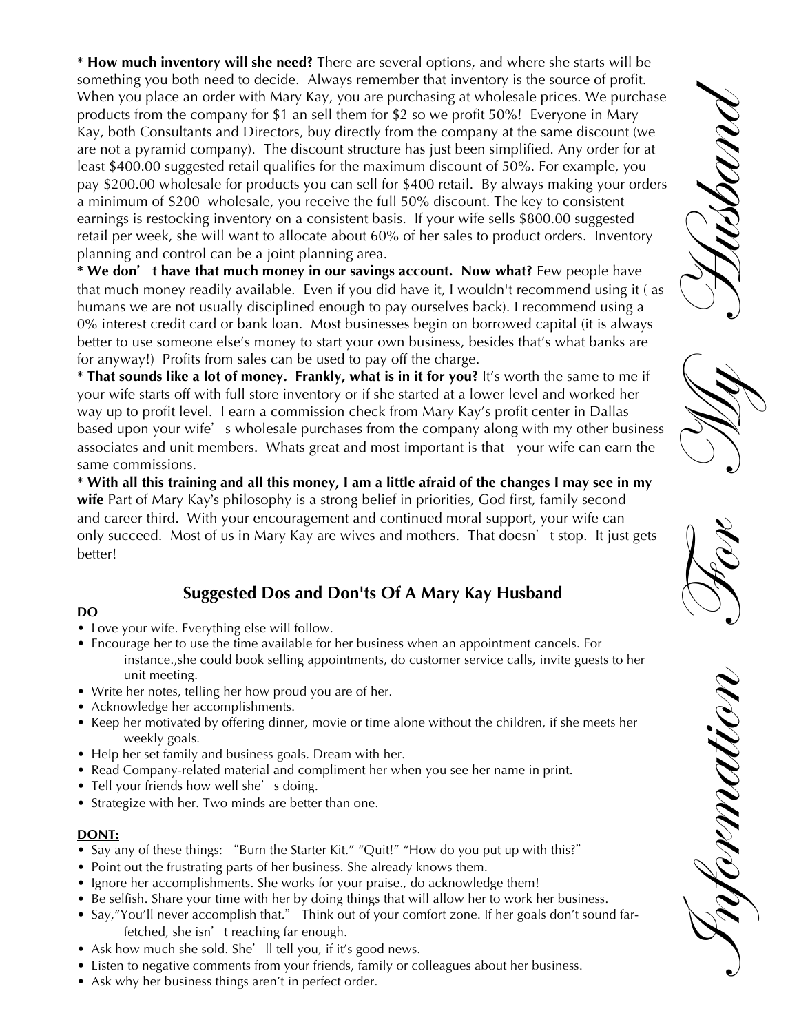* **How much inventory will she need?** There are several options, and where she starts will be something you both need to decide. Always remember that inventory is the source of profit. When you place an order with Mary Kay, you are purchasing at wholesale prices. We purchase products from the company for $1 an sell them for $2 so we profit 50%! Everyone in Mary Kay, both Consultants and Directors, buy directly from the company at the same discount (we are not a pyramid company). The discount structure has just been simplified. Any order for at least $400.00 suggested retail qualifies for the maximum discount of 50%. For example, you pay $200.00 wholesale for products you can sell for $400 retail. By always making your orders a minimum of $200 wholesale, you receive the full 50% discount. The key to consistent earnings is restocking inventory on a consistent basis. If your wife sells $800.00 suggested retail per week, she will want to allocate about 60% of her sales to product orders. Inventory planning and control can be a joint planning area.

* **We don’ t have that much money in our savings account. Now what?** Few people have that much money readily available. Even if you did have it, I wouldn't recommend using it ( as humans we are not usually disciplined enough to pay ourselves back). I recommend using a 0% interest credit card or bank loan. Most businesses begin on borrowed capital (it is always better to use someone else’s money to start your own business, besides that’s what banks are for anyway!) Profits from sales can be used to pay off the charge.

* **That sounds like a lot of money. Frankly, what is in it for you?** It’s worth the same to me if your wife starts off with full store inventory or if she started at a lower level and worked her way up to profit level. I earn a commission check from Mary Kay’s profit center in Dallas based upon your wife’ s wholesale purchases from the company along with my other business associates and unit members. Whats great and most important is that your wife can earn the same commissions.

* **With all this training and all this money, I am a little afraid of the changes I may see in my wife** Part of Mary Kay’s philosophy is a strong belief in priorities, God first, family second and career third. With your encouragement and continued moral support, your wife can only succeed. Most of us in Mary Kay are wives and mothers. That doesn’ t stop. It just gets better!

## Suggested Dos and Don'ts Of A Mary Kay Husband

**DO**

- Love your wife. Everything else will follow.
- Encourage her to use the time available for her business when an appointment cancels. For instance.,she could book selling appointments, do customer service calls, invite guests to her unit meeting.
- Write her notes, telling her how proud you are of her.
- Acknowledge her accomplishments.
- Keep her motivated by offering dinner, movie or time alone without the children, if she meets her weekly goals.
- Help her set family and business goals. Dream with her.
- Read Company-related material and compliment her when you see her name in print.
- Tell your friends how well she’ s doing.
- Strategize with her. Two minds are better than one.

**DONT:**

- Say any of these things: “Burn the Starter Kit.” “Quit!” “How do you put up with this?”
- Point out the frustrating parts of her business. She already knows them.
- Ignore her accomplishments. She works for your praise., do acknowledge them!
- Be selfish. Share your time with her by doing things that will allow her to work her business.
- Say,”You’ll never accomplish that.” Think out of your comfort zone. If her goals don’t sound far-fetched, she isn’ t reaching far enough.
- Ask how much she sold. She’ ll tell you, if it’s good news.
- Listen to negative comments from your friends, family or colleagues about her business.
- Ask why her business things aren’t in perfect order.